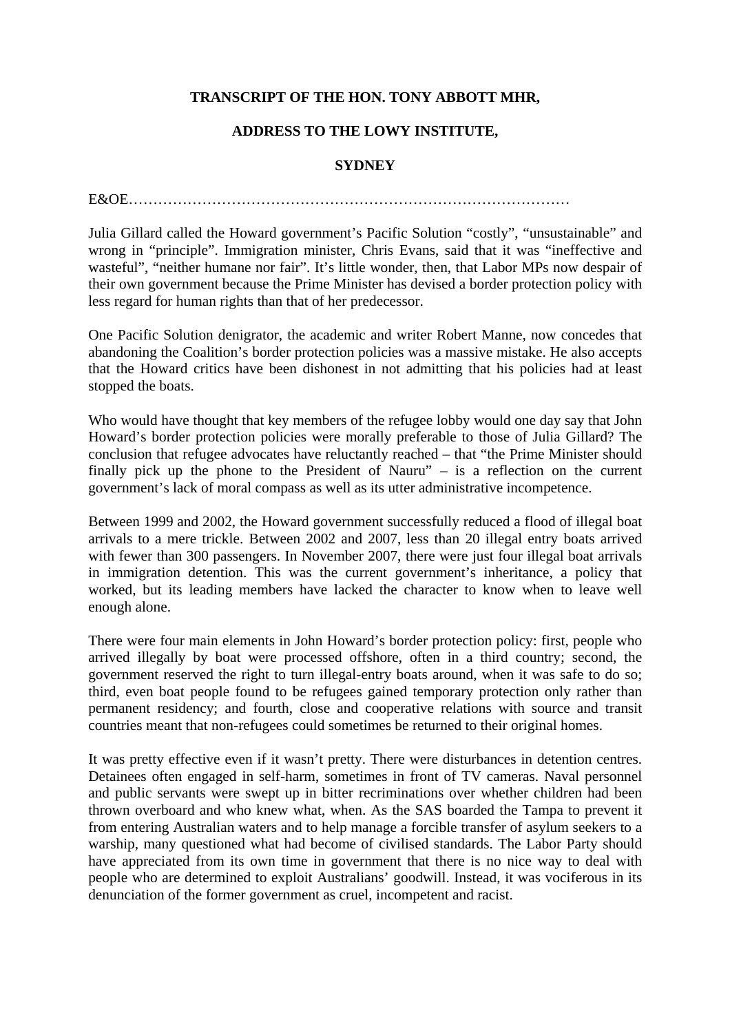**TRANSCRIPT OF THE HON. TONY ABBOTT MHR,**

**ADDRESS TO THE LOWY INSTITUTE,**

**SYDNEY**

E&OE………………………………………………………………………………

Julia Gillard called the Howard government's Pacific Solution "costly", "unsustainable" and wrong in "principle". Immigration minister, Chris Evans, said that it was "ineffective and wasteful", "neither humane nor fair". It's little wonder, then, that Labor MPs now despair of their own government because the Prime Minister has devised a border protection policy with less regard for human rights than that of her predecessor.

One Pacific Solution denigrator, the academic and writer Robert Manne, now concedes that abandoning the Coalition's border protection policies was a massive mistake. He also accepts that the Howard critics have been dishonest in not admitting that his policies had at least stopped the boats.

Who would have thought that key members of the refugee lobby would one day say that John Howard's border protection policies were morally preferable to those of Julia Gillard? The conclusion that refugee advocates have reluctantly reached – that "the Prime Minister should finally pick up the phone to the President of Nauru" – is a reflection on the current government's lack of moral compass as well as its utter administrative incompetence.

Between 1999 and 2002, the Howard government successfully reduced a flood of illegal boat arrivals to a mere trickle. Between 2002 and 2007, less than 20 illegal entry boats arrived with fewer than 300 passengers. In November 2007, there were just four illegal boat arrivals in immigration detention. This was the current government's inheritance, a policy that worked, but its leading members have lacked the character to know when to leave well enough alone.

There were four main elements in John Howard's border protection policy: first, people who arrived illegally by boat were processed offshore, often in a third country; second, the government reserved the right to turn illegal-entry boats around, when it was safe to do so; third, even boat people found to be refugees gained temporary protection only rather than permanent residency; and fourth, close and cooperative relations with source and transit countries meant that non-refugees could sometimes be returned to their original homes.

It was pretty effective even if it wasn't pretty. There were disturbances in detention centres. Detainees often engaged in self-harm, sometimes in front of TV cameras. Naval personnel and public servants were swept up in bitter recriminations over whether children had been thrown overboard and who knew what, when. As the SAS boarded the Tampa to prevent it from entering Australian waters and to help manage a forcible transfer of asylum seekers to a warship, many questioned what had become of civilised standards. The Labor Party should have appreciated from its own time in government that there is no nice way to deal with people who are determined to exploit Australians' goodwill. Instead, it was vociferous in its denunciation of the former government as cruel, incompetent and racist.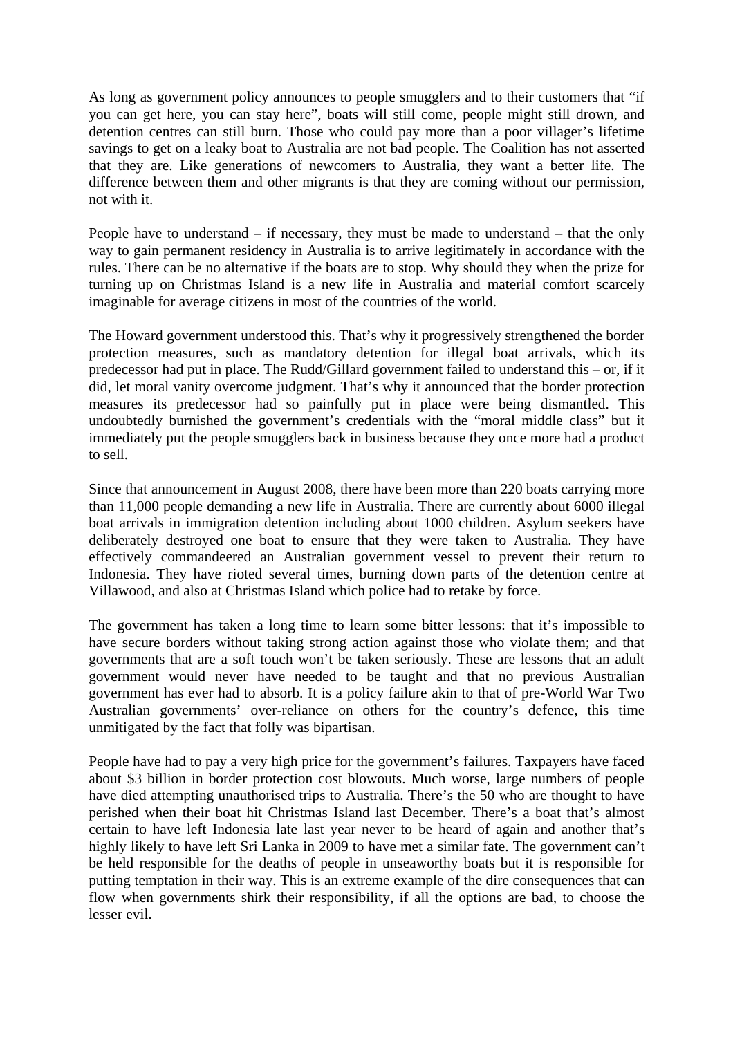As long as government policy announces to people smugglers and to their customers that “if you can get here, you can stay here”, boats will still come, people might still drown, and detention centres can still burn. Those who could pay more than a poor villager’s lifetime savings to get on a leaky boat to Australia are not bad people. The Coalition has not asserted that they are. Like generations of newcomers to Australia, they want a better life. The difference between them and other migrants is that they are coming without our permission, not with it.

People have to understand – if necessary, they must be made to understand – that the only way to gain permanent residency in Australia is to arrive legitimately in accordance with the rules. There can be no alternative if the boats are to stop. Why should they when the prize for turning up on Christmas Island is a new life in Australia and material comfort scarcely imaginable for average citizens in most of the countries of the world.

The Howard government understood this. That’s why it progressively strengthened the border protection measures, such as mandatory detention for illegal boat arrivals, which its predecessor had put in place. The Rudd/Gillard government failed to understand this – or, if it did, let moral vanity overcome judgment. That’s why it announced that the border protection measures its predecessor had so painfully put in place were being dismantled. This undoubtedly burnished the government’s credentials with the “moral middle class” but it immediately put the people smugglers back in business because they once more had a product to sell.

Since that announcement in August 2008, there have been more than 220 boats carrying more than 11,000 people demanding a new life in Australia. There are currently about 6000 illegal boat arrivals in immigration detention including about 1000 children. Asylum seekers have deliberately destroyed one boat to ensure that they were taken to Australia. They have effectively commandeered an Australian government vessel to prevent their return to Indonesia. They have rioted several times, burning down parts of the detention centre at Villawood, and also at Christmas Island which police had to retake by force.

The government has taken a long time to learn some bitter lessons: that it’s impossible to have secure borders without taking strong action against those who violate them; and that governments that are a soft touch won’t be taken seriously. These are lessons that an adult government would never have needed to be taught and that no previous Australian government has ever had to absorb. It is a policy failure akin to that of pre-World War Two Australian governments’ over-reliance on others for the country’s defence, this time unmitigated by the fact that folly was bipartisan.

People have had to pay a very high price for the government’s failures. Taxpayers have faced about $3 billion in border protection cost blowouts. Much worse, large numbers of people have died attempting unauthorised trips to Australia. There’s the 50 who are thought to have perished when their boat hit Christmas Island last December. There’s a boat that’s almost certain to have left Indonesia late last year never to be heard of again and another that’s highly likely to have left Sri Lanka in 2009 to have met a similar fate. The government can’t be held responsible for the deaths of people in unseaworthy boats but it is responsible for putting temptation in their way. This is an extreme example of the dire consequences that can flow when governments shirk their responsibility, if all the options are bad, to choose the lesser evil.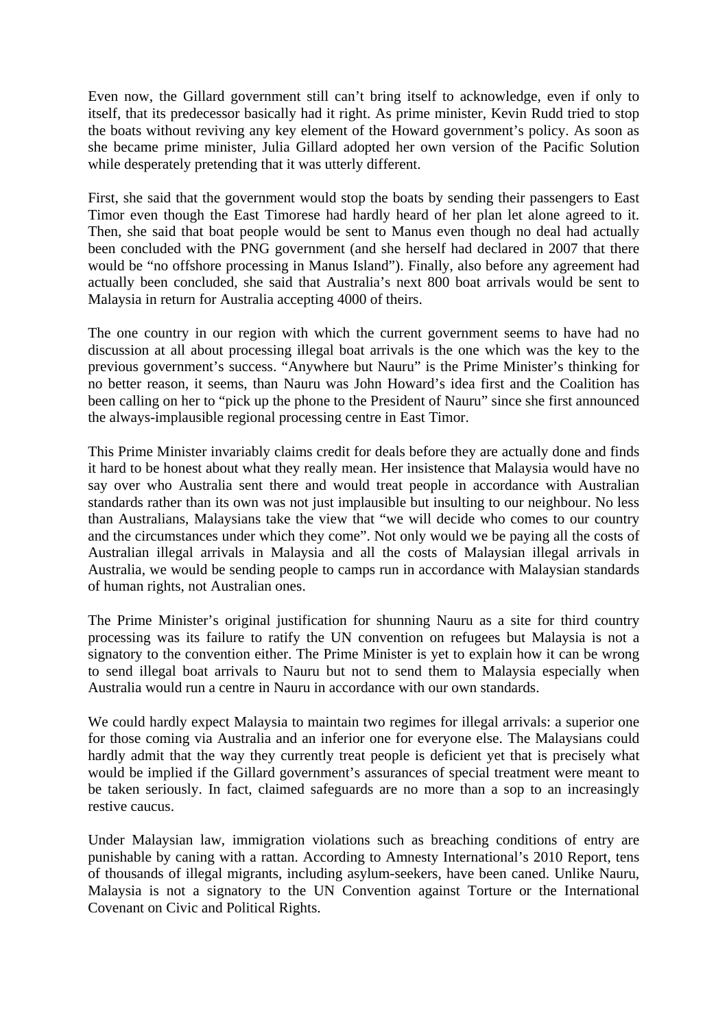Even now, the Gillard government still can't bring itself to acknowledge, even if only to itself, that its predecessor basically had it right. As prime minister, Kevin Rudd tried to stop the boats without reviving any key element of the Howard government's policy. As soon as she became prime minister, Julia Gillard adopted her own version of the Pacific Solution while desperately pretending that it was utterly different.

First, she said that the government would stop the boats by sending their passengers to East Timor even though the East Timorese had hardly heard of her plan let alone agreed to it. Then, she said that boat people would be sent to Manus even though no deal had actually been concluded with the PNG government (and she herself had declared in 2007 that there would be "no offshore processing in Manus Island"). Finally, also before any agreement had actually been concluded, she said that Australia's next 800 boat arrivals would be sent to Malaysia in return for Australia accepting 4000 of theirs.

The one country in our region with which the current government seems to have had no discussion at all about processing illegal boat arrivals is the one which was the key to the previous government's success. "Anywhere but Nauru" is the Prime Minister's thinking for no better reason, it seems, than Nauru was John Howard's idea first and the Coalition has been calling on her to "pick up the phone to the President of Nauru" since she first announced the always-implausible regional processing centre in East Timor.

This Prime Minister invariably claims credit for deals before they are actually done and finds it hard to be honest about what they really mean. Her insistence that Malaysia would have no say over who Australia sent there and would treat people in accordance with Australian standards rather than its own was not just implausible but insulting to our neighbour. No less than Australians, Malaysians take the view that "we will decide who comes to our country and the circumstances under which they come". Not only would we be paying all the costs of Australian illegal arrivals in Malaysia and all the costs of Malaysian illegal arrivals in Australia, we would be sending people to camps run in accordance with Malaysian standards of human rights, not Australian ones.

The Prime Minister's original justification for shunning Nauru as a site for third country processing was its failure to ratify the UN convention on refugees but Malaysia is not a signatory to the convention either. The Prime Minister is yet to explain how it can be wrong to send illegal boat arrivals to Nauru but not to send them to Malaysia especially when Australia would run a centre in Nauru in accordance with our own standards.

We could hardly expect Malaysia to maintain two regimes for illegal arrivals: a superior one for those coming via Australia and an inferior one for everyone else. The Malaysians could hardly admit that the way they currently treat people is deficient yet that is precisely what would be implied if the Gillard government's assurances of special treatment were meant to be taken seriously. In fact, claimed safeguards are no more than a sop to an increasingly restive caucus.

Under Malaysian law, immigration violations such as breaching conditions of entry are punishable by caning with a rattan. According to Amnesty International's 2010 Report, tens of thousands of illegal migrants, including asylum-seekers, have been caned. Unlike Nauru, Malaysia is not a signatory to the UN Convention against Torture or the International Covenant on Civic and Political Rights.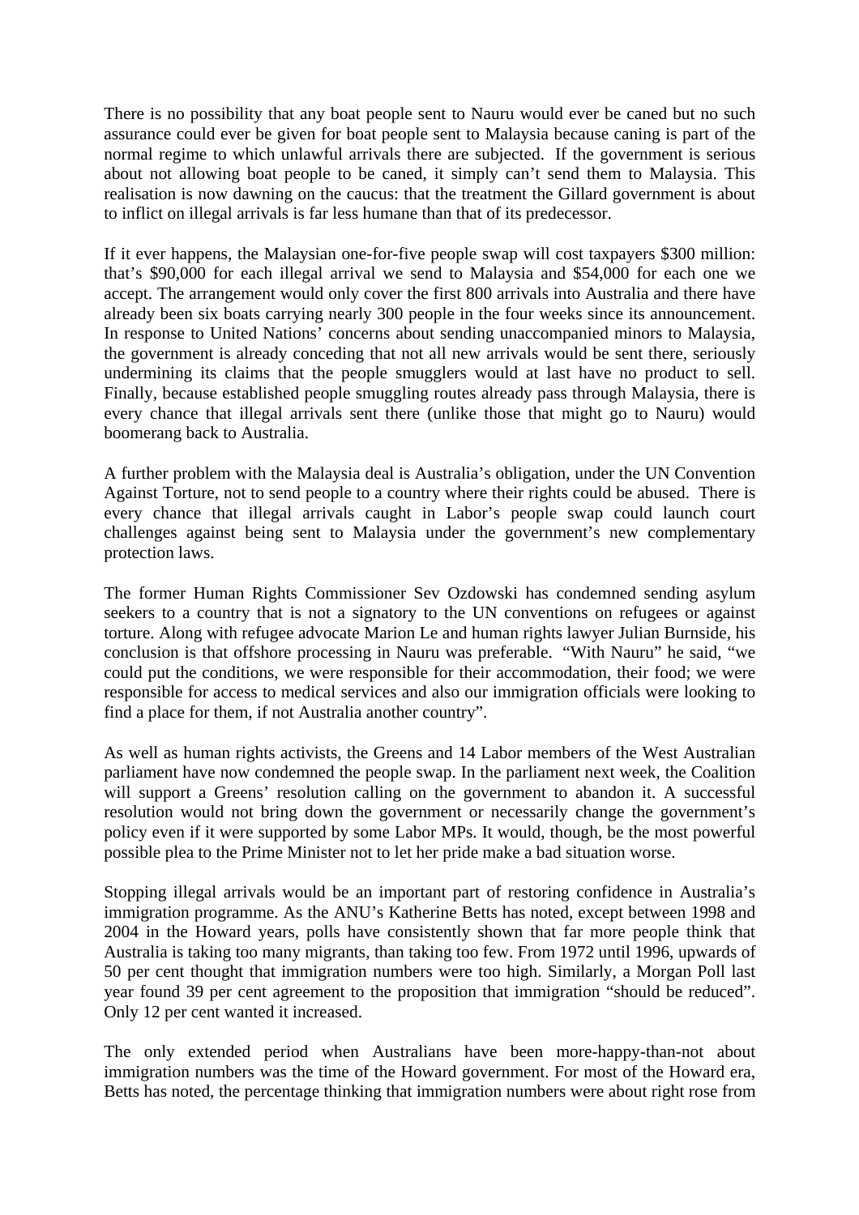There is no possibility that any boat people sent to Nauru would ever be caned but no such assurance could ever be given for boat people sent to Malaysia because caning is part of the normal regime to which unlawful arrivals there are subjected. If the government is serious about not allowing boat people to be caned, it simply can't send them to Malaysia. This realisation is now dawning on the caucus: that the treatment the Gillard government is about to inflict on illegal arrivals is far less humane than that of its predecessor.

If it ever happens, the Malaysian one-for-five people swap will cost taxpayers $300 million: that's $90,000 for each illegal arrival we send to Malaysia and $54,000 for each one we accept. The arrangement would only cover the first 800 arrivals into Australia and there have already been six boats carrying nearly 300 people in the four weeks since its announcement. In response to United Nations' concerns about sending unaccompanied minors to Malaysia, the government is already conceding that not all new arrivals would be sent there, seriously undermining its claims that the people smugglers would at last have no product to sell. Finally, because established people smuggling routes already pass through Malaysia, there is every chance that illegal arrivals sent there (unlike those that might go to Nauru) would boomerang back to Australia.

A further problem with the Malaysia deal is Australia's obligation, under the UN Convention Against Torture, not to send people to a country where their rights could be abused. There is every chance that illegal arrivals caught in Labor's people swap could launch court challenges against being sent to Malaysia under the government's new complementary protection laws.

The former Human Rights Commissioner Sev Ozdowski has condemned sending asylum seekers to a country that is not a signatory to the UN conventions on refugees or against torture. Along with refugee advocate Marion Le and human rights lawyer Julian Burnside, his conclusion is that offshore processing in Nauru was preferable. "With Nauru" he said, "we could put the conditions, we were responsible for their accommodation, their food; we were responsible for access to medical services and also our immigration officials were looking to find a place for them, if not Australia another country".

As well as human rights activists, the Greens and 14 Labor members of the West Australian parliament have now condemned the people swap. In the parliament next week, the Coalition will support a Greens' resolution calling on the government to abandon it. A successful resolution would not bring down the government or necessarily change the government's policy even if it were supported by some Labor MPs. It would, though, be the most powerful possible plea to the Prime Minister not to let her pride make a bad situation worse.

Stopping illegal arrivals would be an important part of restoring confidence in Australia's immigration programme. As the ANU's Katherine Betts has noted, except between 1998 and 2004 in the Howard years, polls have consistently shown that far more people think that Australia is taking too many migrants, than taking too few. From 1972 until 1996, upwards of 50 per cent thought that immigration numbers were too high. Similarly, a Morgan Poll last year found 39 per cent agreement to the proposition that immigration "should be reduced". Only 12 per cent wanted it increased.

The only extended period when Australians have been more-happy-than-not about immigration numbers was the time of the Howard government. For most of the Howard era, Betts has noted, the percentage thinking that immigration numbers were about right rose from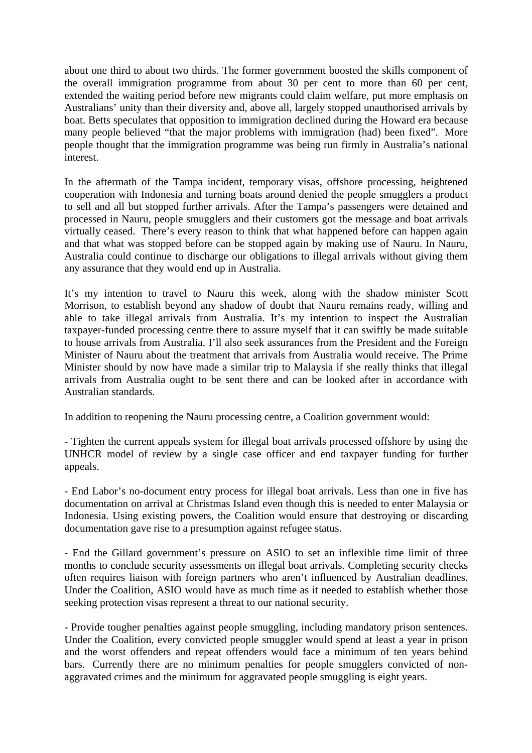about one third to about two thirds. The former government boosted the skills component of the overall immigration programme from about 30 per cent to more than 60 per cent, extended the waiting period before new migrants could claim welfare, put more emphasis on Australians' unity than their diversity and, above all, largely stopped unauthorised arrivals by boat. Betts speculates that opposition to immigration declined during the Howard era because many people believed "that the major problems with immigration (had) been fixed". More people thought that the immigration programme was being run firmly in Australia's national interest.

In the aftermath of the Tampa incident, temporary visas, offshore processing, heightened cooperation with Indonesia and turning boats around denied the people smugglers a product to sell and all but stopped further arrivals. After the Tampa's passengers were detained and processed in Nauru, people smugglers and their customers got the message and boat arrivals virtually ceased. There's every reason to think that what happened before can happen again and that what was stopped before can be stopped again by making use of Nauru. In Nauru, Australia could continue to discharge our obligations to illegal arrivals without giving them any assurance that they would end up in Australia.

It's my intention to travel to Nauru this week, along with the shadow minister Scott Morrison, to establish beyond any shadow of doubt that Nauru remains ready, willing and able to take illegal arrivals from Australia. It's my intention to inspect the Australian taxpayer-funded processing centre there to assure myself that it can swiftly be made suitable to house arrivals from Australia. I'll also seek assurances from the President and the Foreign Minister of Nauru about the treatment that arrivals from Australia would receive. The Prime Minister should by now have made a similar trip to Malaysia if she really thinks that illegal arrivals from Australia ought to be sent there and can be looked after in accordance with Australian standards.

In addition to reopening the Nauru processing centre, a Coalition government would:

- Tighten the current appeals system for illegal boat arrivals processed offshore by using the UNHCR model of review by a single case officer and end taxpayer funding for further appeals.

- End Labor's no-document entry process for illegal boat arrivals. Less than one in five has documentation on arrival at Christmas Island even though this is needed to enter Malaysia or Indonesia. Using existing powers, the Coalition would ensure that destroying or discarding documentation gave rise to a presumption against refugee status.

- End the Gillard government's pressure on ASIO to set an inflexible time limit of three months to conclude security assessments on illegal boat arrivals. Completing security checks often requires liaison with foreign partners who aren't influenced by Australian deadlines. Under the Coalition, ASIO would have as much time as it needed to establish whether those seeking protection visas represent a threat to our national security.

- Provide tougher penalties against people smuggling, including mandatory prison sentences. Under the Coalition, every convicted people smuggler would spend at least a year in prison and the worst offenders and repeat offenders would face a minimum of ten years behind bars. Currently there are no minimum penalties for people smugglers convicted of non-aggravated crimes and the minimum for aggravated people smuggling is eight years.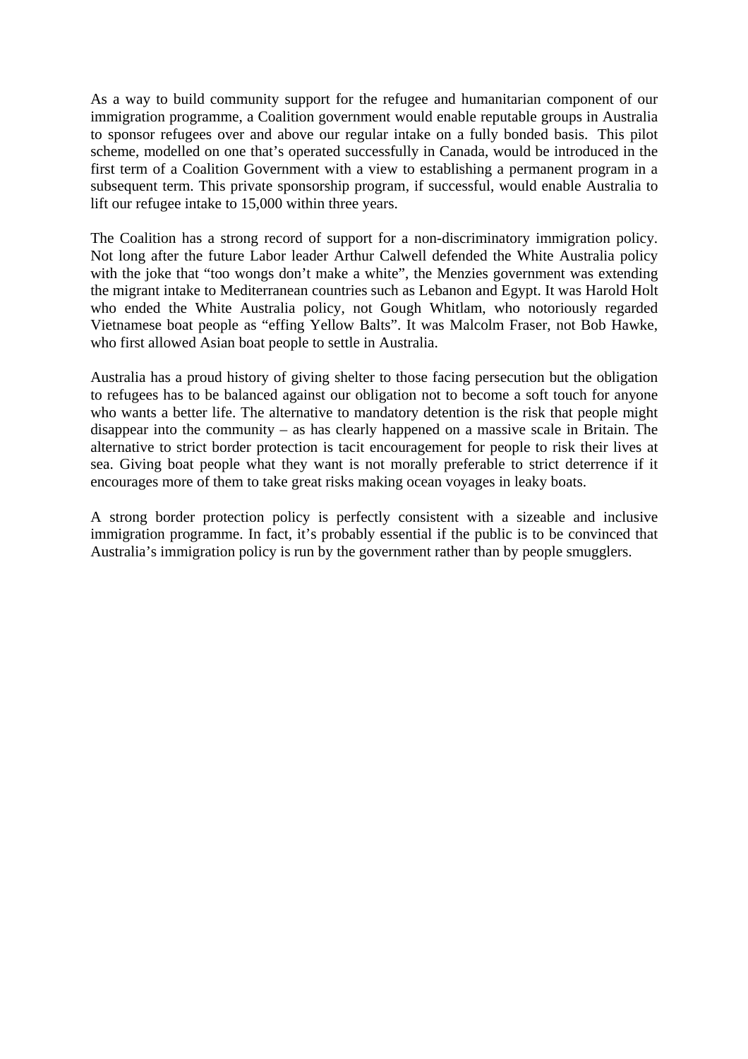As a way to build community support for the refugee and humanitarian component of our immigration programme, a Coalition government would enable reputable groups in Australia to sponsor refugees over and above our regular intake on a fully bonded basis. This pilot scheme, modelled on one that's operated successfully in Canada, would be introduced in the first term of a Coalition Government with a view to establishing a permanent program in a subsequent term. This private sponsorship program, if successful, would enable Australia to lift our refugee intake to 15,000 within three years.

The Coalition has a strong record of support for a non-discriminatory immigration policy. Not long after the future Labor leader Arthur Calwell defended the White Australia policy with the joke that "too wongs don't make a white", the Menzies government was extending the migrant intake to Mediterranean countries such as Lebanon and Egypt. It was Harold Holt who ended the White Australia policy, not Gough Whitlam, who notoriously regarded Vietnamese boat people as "effing Yellow Balts". It was Malcolm Fraser, not Bob Hawke, who first allowed Asian boat people to settle in Australia.

Australia has a proud history of giving shelter to those facing persecution but the obligation to refugees has to be balanced against our obligation not to become a soft touch for anyone who wants a better life. The alternative to mandatory detention is the risk that people might disappear into the community – as has clearly happened on a massive scale in Britain. The alternative to strict border protection is tacit encouragement for people to risk their lives at sea. Giving boat people what they want is not morally preferable to strict deterrence if it encourages more of them to take great risks making ocean voyages in leaky boats.

A strong border protection policy is perfectly consistent with a sizeable and inclusive immigration programme. In fact, it's probably essential if the public is to be convinced that Australia's immigration policy is run by the government rather than by people smugglers.